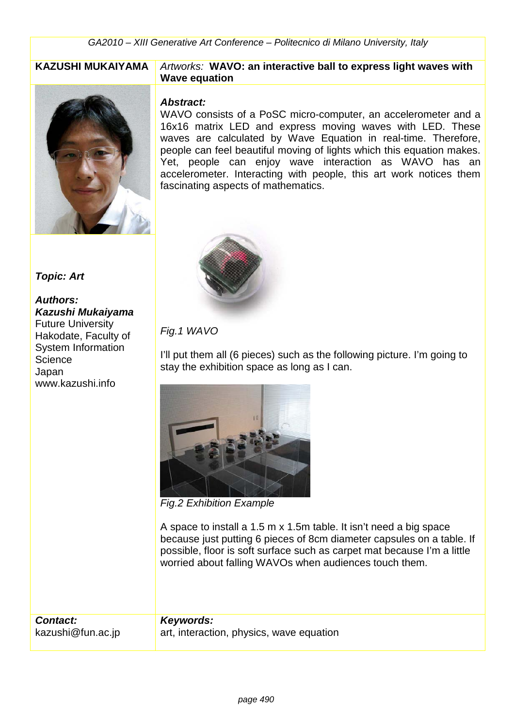**KAZUSHI MUKAIYAMA**

*Artworks:* **WAVO: an interactive ball to express light waves with Wave equation**

***Abstract:***

WAVO consists of a PoSC micro-computer, an accelerometer and a 16x16 matrix LED and express moving waves with LED. These waves are calculated by Wave Equation in real-time. Therefore, people can feel beautiful moving of lights which this equation makes. Yet, people can enjoy wave interaction as WAVO has an accelerometer. Interacting with people, this art work notices them fascinating aspects of mathematics.

***Topic: Art***

***Authors:***
***Kazushi Mukaiyama***
Future University Hakodate, Faculty of System Information Science
Japan
www.kazushi.info

*Fig.1 WAVO*

I'll put them all (6 pieces) such as the following picture. I'm going to stay the exhibition space as long as I can.

*Fig.2 Exhibition Example*

A space to install a 1.5 m x 1.5m table. It isn't need a big space because just putting 6 pieces of 8cm diameter capsules on a table. If possible, floor is soft surface such as carpet mat because I'm a little worried about falling WAVOs when audiences touch them.

***Contact:***
kazushi@fun.ac.jp

***Keywords:***
art, interaction, physics, wave equation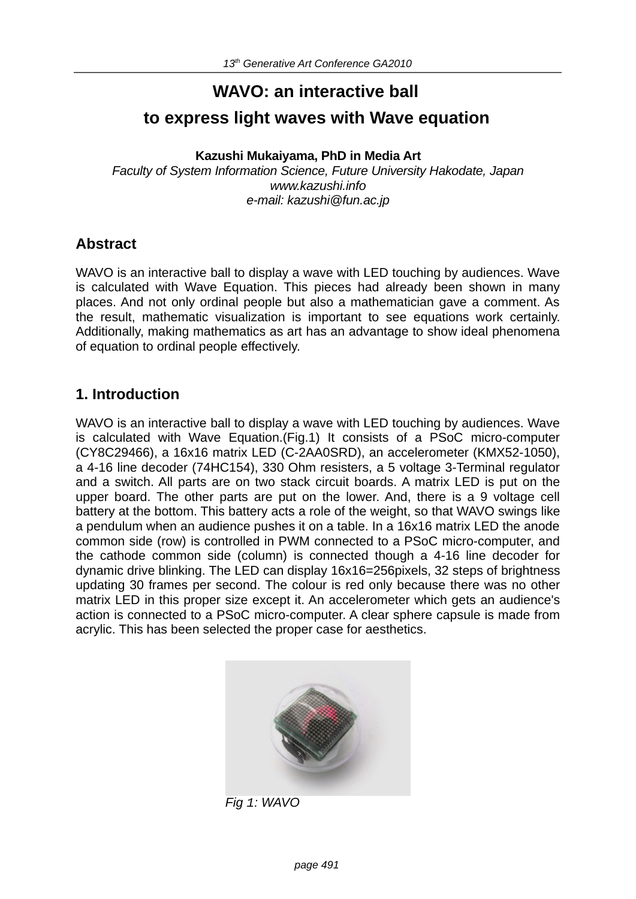# WAVO: an interactive ball to express light waves with Wave equation

**Kazushi Mukaiyama, PhD in Media Art**

*Faculty of System Information Science, Future University Hakodate, Japan*
*www.kazushi.info*
*e-mail: kazushi@fun.ac.jp*

## Abstract

WAVO is an interactive ball to display a wave with LED touching by audiences. Wave is calculated with Wave Equation. This pieces had already been shown in many places. And not only ordinal people but also a mathematician gave a comment. As the result, mathematic visualization is important to see equations work certainly. Additionally, making mathematics as art has an advantage to show ideal phenomena of equation to ordinal people effectively.

## 1. Introduction

WAVO is an interactive ball to display a wave with LED touching by audiences. Wave is calculated with Wave Equation.(Fig.1) It consists of a PSoC micro-computer (CY8C29466), a 16x16 matrix LED (C-2AA0SRD), an accelerometer (KMX52-1050), a 4-16 line decoder (74HC154), 330 Ohm resisters, a 5 voltage 3-Terminal regulator and a switch. All parts are on two stack circuit boards. A matrix LED is put on the upper board. The other parts are put on the lower. And, there is a 9 voltage cell battery at the bottom. This battery acts a role of the weight, so that WAVO swings like a pendulum when an audience pushes it on a table. In a 16x16 matrix LED the anode common side (row) is controlled in PWM connected to a PSoC micro-computer, and the cathode common side (column) is connected though a 4-16 line decoder for dynamic drive blinking. The LED can display 16x16=256pixels, 32 steps of brightness updating 30 frames per second. The colour is red only because there was no other matrix LED in this proper size except it. An accelerometer which gets an audience's action is connected to a PSoC micro-computer. A clear sphere capsule is made from acrylic. This has been selected the proper case for aesthetics.

*Fig 1: WAVO*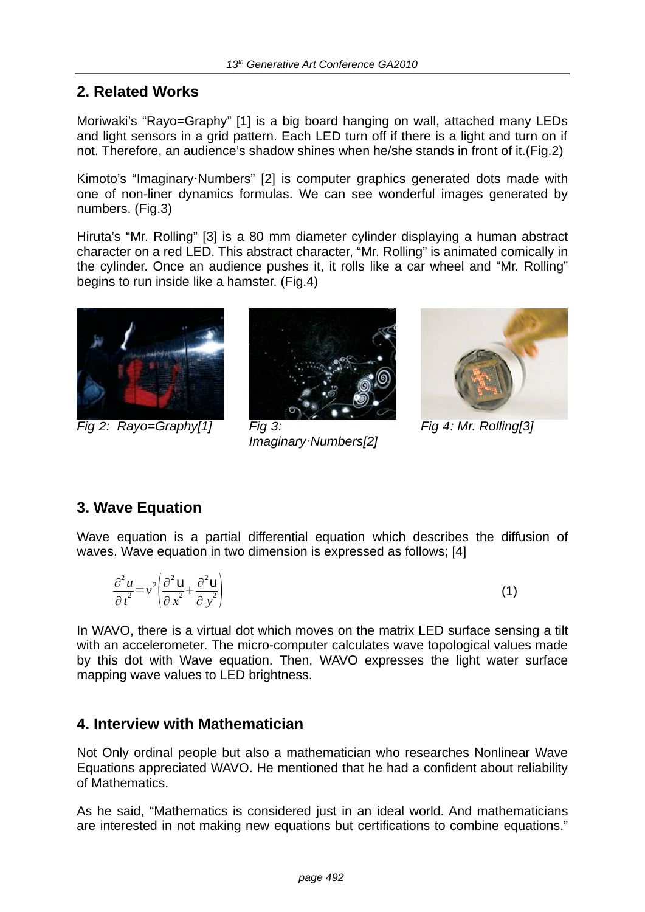## 2. Related Works

Moriwaki's "Rayo=Graphy" [1] is a big board hanging on wall, attached many LEDs and light sensors in a grid pattern. Each LED turn off if there is a light and turn on if not. Therefore, an audience's shadow shines when he/she stands in front of it.(Fig.2)

Kimoto's "Imaginary·Numbers" [2] is computer graphics generated dots made with one of non-liner dynamics formulas. We can see wonderful images generated by numbers. (Fig.3)

Hiruta's "Mr. Rolling" [3] is a 80 mm diameter cylinder displaying a human abstract character on a red LED. This abstract character, "Mr. Rolling" is animated comically in the cylinder. Once an audience pushes it, it rolls like a car wheel and "Mr. Rolling" begins to run inside like a hamster. (Fig.4)

*Fig 2: Rayo=Graphy[1]*

*Fig 3: Imaginary·Numbers[2]*

*Fig 4: Mr. Rolling[3]*

## 3. Wave Equation

Wave equation is a partial differential equation which describes the diffusion of waves. Wave equation in two dimension is expressed as follows; [4]

$$\frac{\partial^2 u}{\partial t^2} = v^2 \left( \frac{\partial^2 u}{\partial x^2} + \frac{\partial^2 u}{\partial y^2} \right) \tag{1}$$

In WAVO, there is a virtual dot which moves on the matrix LED surface sensing a tilt with an accelerometer. The micro-computer calculates wave topological values made by this dot with Wave equation. Then, WAVO expresses the light water surface mapping wave values to LED brightness.

## 4. Interview with Mathematician

Not Only ordinal people but also a mathematician who researches Nonlinear Wave Equations appreciated WAVO. He mentioned that he had a confident about reliability of Mathematics.

As he said, "Mathematics is considered just in an ideal world. And mathematicians are interested in not making new equations but certifications to combine equations."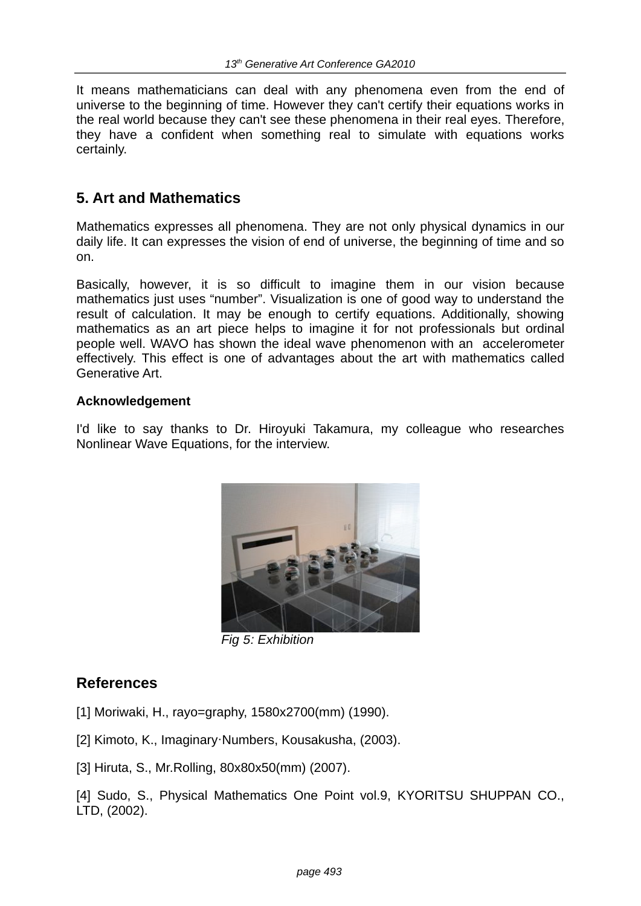It means mathematicians can deal with any phenomena even from the end of universe to the beginning of time. However they can't certify their equations works in the real world because they can't see these phenomena in their real eyes. Therefore, they have a confident when something real to simulate with equations works certainly.

## 5. Art and Mathematics

Mathematics expresses all phenomena. They are not only physical dynamics in our daily life. It can expresses the vision of end of universe, the beginning of time and so on.

Basically, however, it is so difficult to imagine them in our vision because mathematics just uses “number”. Visualization is one of good way to understand the result of calculation. It may be enough to certify equations. Additionally, showing mathematics as an art piece helps to imagine it for not professionals but ordinal people well. WAVO has shown the ideal wave phenomenon with an accelerometer effectively. This effect is one of advantages about the art with mathematics called Generative Art.

### Acknowledgement

I'd like to say thanks to Dr. Hiroyuki Takamura, my colleague who researches Nonlinear Wave Equations, for the interview.

*Fig 5: Exhibition*

## References

[1] Moriwaki, H., rayo=graphy, 1580x2700(mm) (1990).

[2] Kimoto, K., Imaginary·Numbers, Kousakusha, (2003).

[3] Hiruta, S., Mr.Rolling, 80x80x50(mm) (2007).

[4] Sudo, S., Physical Mathematics One Point vol.9, KYORITSU SHUPPAN CO., LTD, (2002).